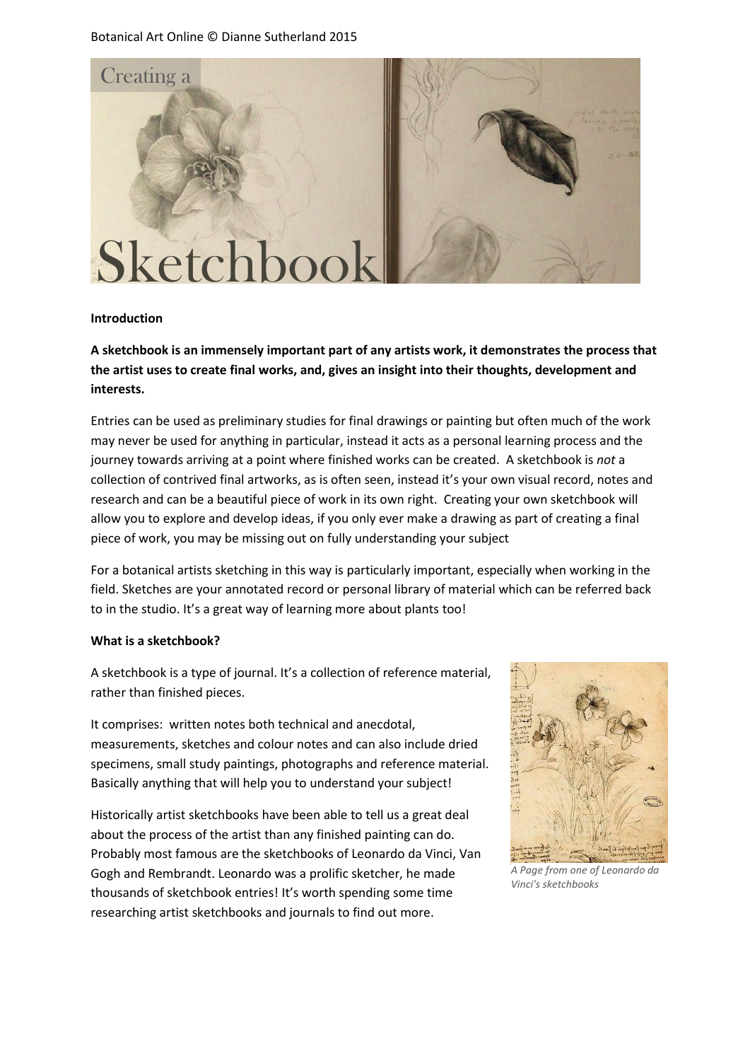# Creating a Sketchbook

**Introduction**

**A sketchbook is an immensely important part of any artists work, it demonstrates the process that the artist uses to create final works, and, gives an insight into their thoughts, development and interests.**

Entries can be used as preliminary studies for final drawings or painting but often much of the work may never be used for anything in particular, instead it acts as a personal learning process and the journey towards arriving at a point where finished works can be created. A sketchbook is *not* a collection of contrived final artworks, as is often seen, instead it's your own visual record, notes and research and can be a beautiful piece of work in its own right. Creating your own sketchbook will allow you to explore and develop ideas, if you only ever make a drawing as part of creating a final piece of work, you may be missing out on fully understanding your subject

For a botanical artists sketching in this way is particularly important, especially when working in the field. Sketches are your annotated record or personal library of material which can be referred back to in the studio. It's a great way of learning more about plants too!

**What is a sketchbook?**

A sketchbook is a type of journal. It's a collection of reference material, rather than finished pieces.

It comprises: written notes both technical and anecdotal, measurements, sketches and colour notes and can also include dried specimens, small study paintings, photographs and reference material. Basically anything that will help you to understand your subject!

Historically artist sketchbooks have been able to tell us a great deal about the process of the artist than any finished painting can do. Probably most famous are the sketchbooks of Leonardo da Vinci, Van Gogh and Rembrandt. Leonardo was a prolific sketcher, he made thousands of sketchbook entries! It's worth spending some time researching artist sketchbooks and journals to find out more.

*A Page from one of Leonardo da Vinci's sketchbooks*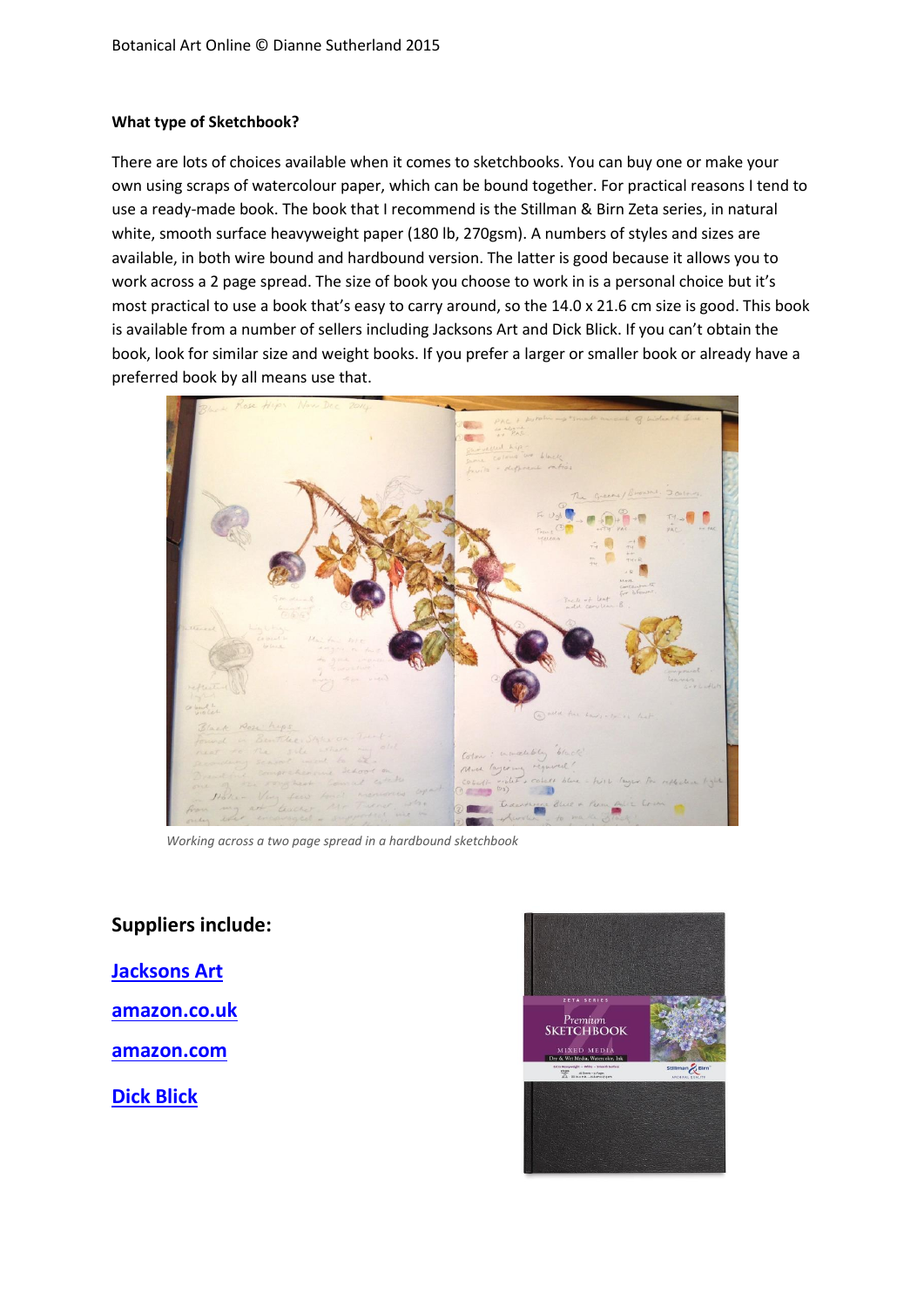**What type of Sketchbook?**

There are lots of choices available when it comes to sketchbooks. You can buy one or make your own using scraps of watercolour paper, which can be bound together. For practical reasons I tend to use a ready-made book. The book that I recommend is the Stillman & Birn Zeta series, in natural white, smooth surface heavyweight paper (180 lb, 270gsm). A numbers of styles and sizes are available, in both wire bound and hardbound version. The latter is good because it allows you to work across a 2 page spread. The size of book you choose to work in is a personal choice but it's most practical to use a book that's easy to carry around, so the 14.0 x 21.6 cm size is good. This book is available from a number of sellers including Jacksons Art and Dick Blick. If you can't obtain the book, look for similar size and weight books. If you prefer a larger or smaller book or already have a preferred book by all means use that.

*Working across a two page spread in a hardbound sketchbook*

## Suppliers include:

**Jacksons Art**

**amazon.co.uk**

**amazon.com**

**Dick Blick**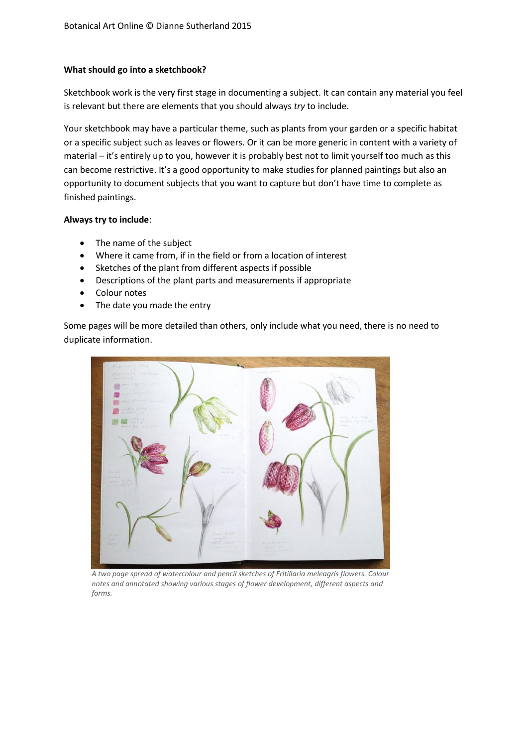**What should go into a sketchbook?**

Sketchbook work is the very first stage in documenting a subject. It can contain any material you feel is relevant but there are elements that you should always *try* to include.

Your sketchbook may have a particular theme, such as plants from your garden or a specific habitat or a specific subject such as leaves or flowers. Or it can be more generic in content with a variety of material – it's entirely up to you, however it is probably best not to limit yourself too much as this can become restrictive. It's a good opportunity to make studies for planned paintings but also an opportunity to document subjects that you want to capture but don't have time to complete as finished paintings.

**Always try to include**:

- The name of the subject
- Where it came from, if in the field or from a location of interest
- Sketches of the plant from different aspects if possible
- Descriptions of the plant parts and measurements if appropriate
- Colour notes
- The date you made the entry

Some pages will be more detailed than others, only include what you need, there is no need to duplicate information.

*A two page spread of watercolour and pencil sketches of Fritillaria meleagris flowers. Colour notes and annotated showing various stages of flower development, different aspects and forms.*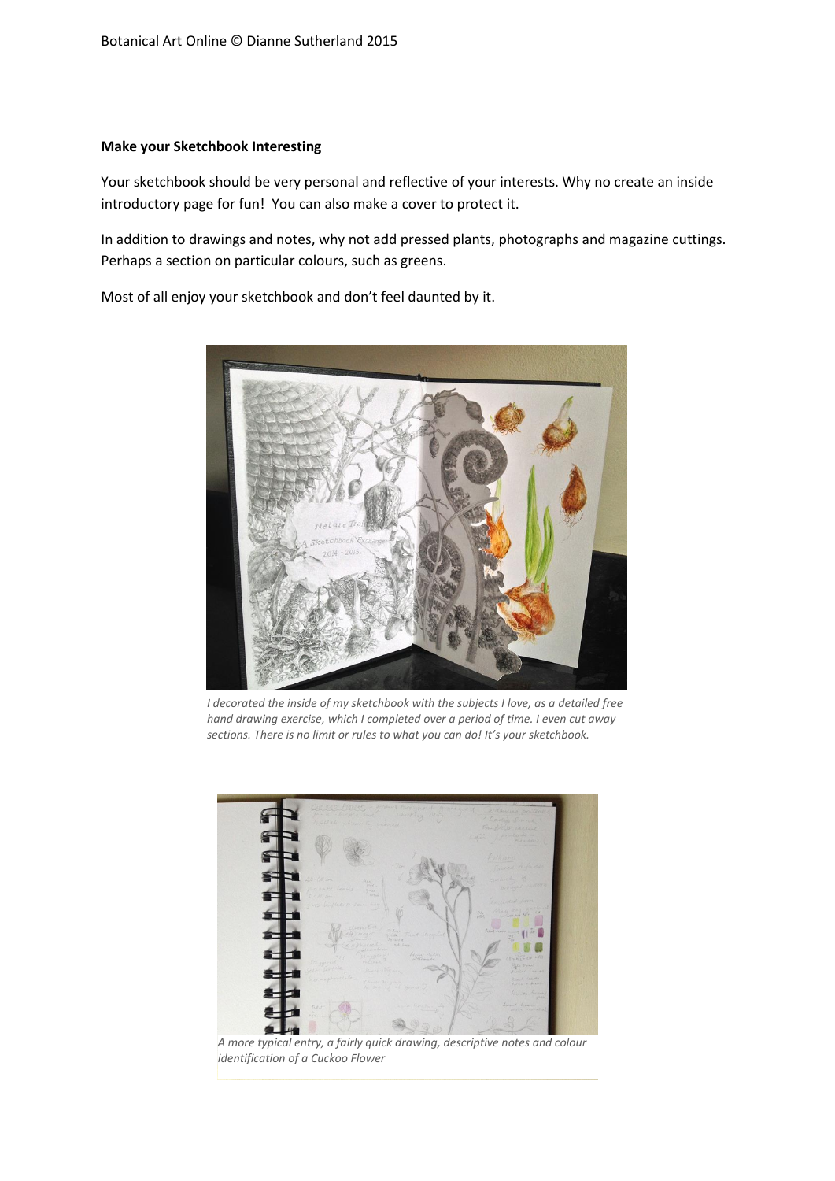**Make your Sketchbook Interesting**

Your sketchbook should be very personal and reflective of your interests. Why no create an inside introductory page for fun! You can also make a cover to protect it.

In addition to drawings and notes, why not add pressed plants, photographs and magazine cuttings. Perhaps a section on particular colours, such as greens.

Most of all enjoy your sketchbook and don't feel daunted by it.

*I decorated the inside of my sketchbook with the subjects I love, as a detailed free hand drawing exercise, which I completed over a period of time. I even cut away sections. There is no limit or rules to what you can do! It's your sketchbook.*

*A more typical entry, a fairly quick drawing, descriptive notes and colour identification of a Cuckoo Flower*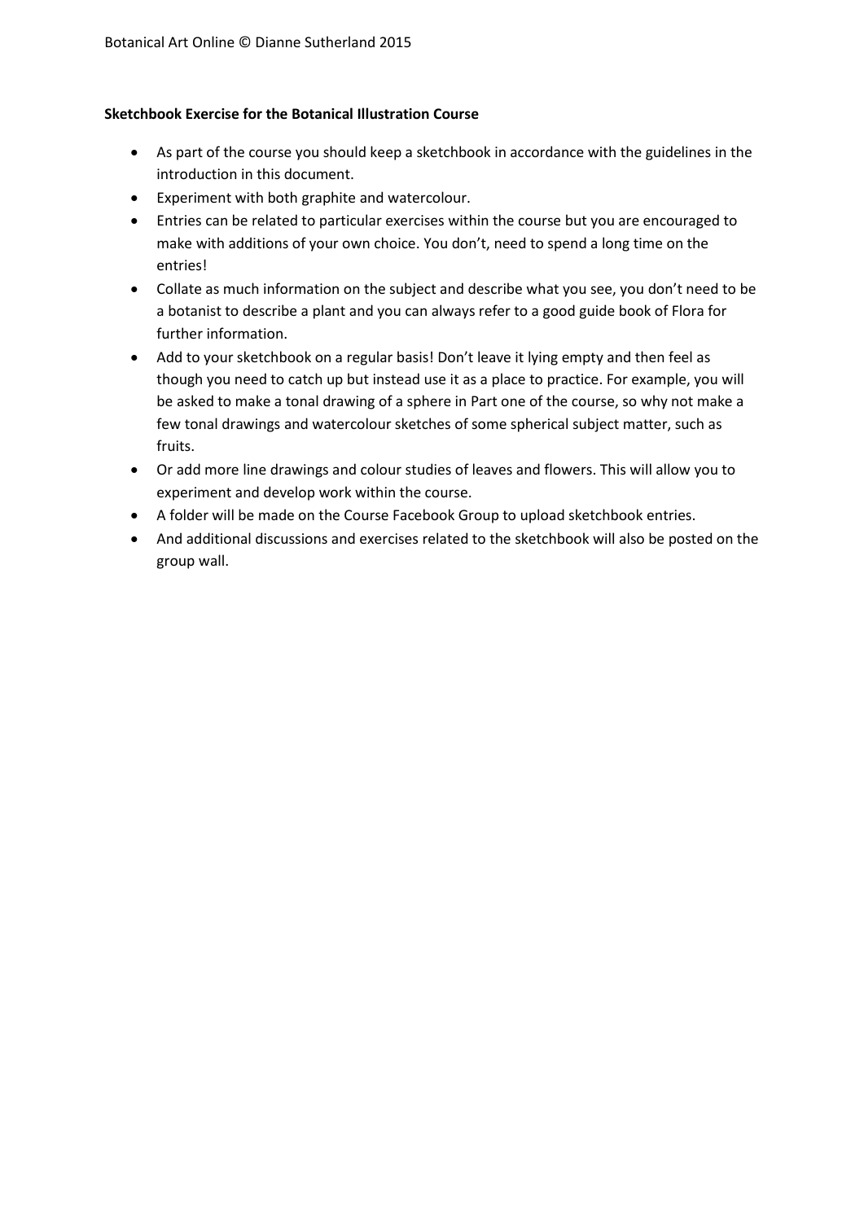**Sketchbook Exercise for the Botanical Illustration Course**

- As part of the course you should keep a sketchbook in accordance with the guidelines in the introduction in this document.
- Experiment with both graphite and watercolour.
- Entries can be related to particular exercises within the course but you are encouraged to make with additions of your own choice. You don't, need to spend a long time on the entries!
- Collate as much information on the subject and describe what you see, you don't need to be a botanist to describe a plant and you can always refer to a good guide book of Flora for further information.
- Add to your sketchbook on a regular basis! Don't leave it lying empty and then feel as though you need to catch up but instead use it as a place to practice. For example, you will be asked to make a tonal drawing of a sphere in Part one of the course, so why not make a few tonal drawings and watercolour sketches of some spherical subject matter, such as fruits.
- Or add more line drawings and colour studies of leaves and flowers. This will allow you to experiment and develop work within the course.
- A folder will be made on the Course Facebook Group to upload sketchbook entries.
- And additional discussions and exercises related to the sketchbook will also be posted on the group wall.